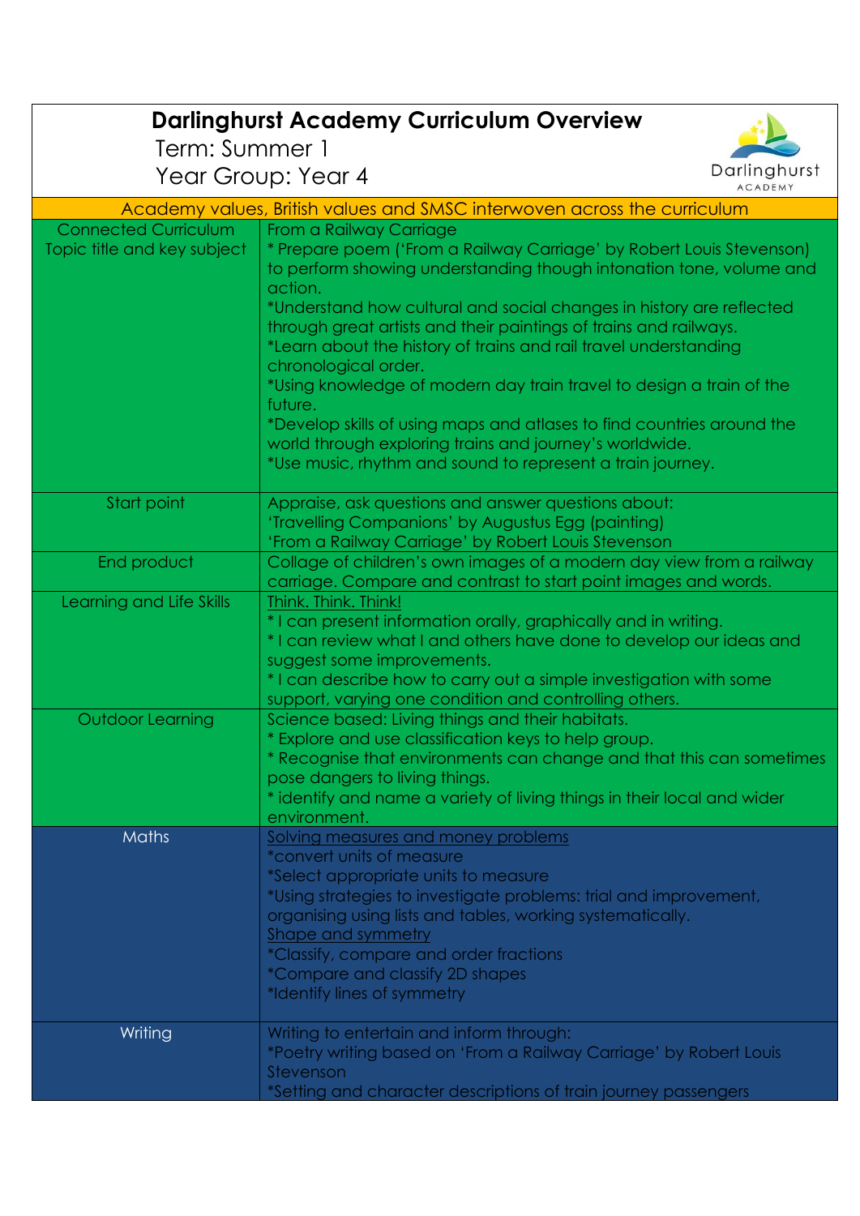# Darlinghurst Academy Curriculum Overview

Term: Summer 1

Year Group: Year 4

| Academy values, British values and SMSC interwoven across the curriculum | |
|---|---|
| Connected Curriculum<br>Topic title and key subject | From a Railway Carriage<br>* Prepare poem ('From a Railway Carriage' by Robert Louis Stevenson) to perform showing understanding though intonation tone, volume and action.<br>*Understand how cultural and social changes in history are reflected through great artists and their paintings of trains and railways.<br>*Learn about the history of trains and rail travel understanding chronological order.<br>*Using knowledge of modern day train travel to design a train of the future.<br>*Develop skills of using maps and atlases to find countries around the world through exploring trains and journey's worldwide.<br>*Use music, rhythm and sound to represent a train journey. |
| Start point | Appraise, ask questions and answer questions about:<br>'Travelling Companions' by Augustus Egg (painting)<br>'From a Railway Carriage' by Robert Louis Stevenson |
| End product | Collage of children's own images of a modern day view from a railway carriage. Compare and contrast to start point images and words. |
| Learning and Life Skills | Think. Think. Think!<br>* I can present information orally, graphically and in writing.<br>* I can review what I and others have done to develop our ideas and suggest some improvements.<br>* I can describe how to carry out a simple investigation with some support, varying one condition and controlling others. |
| Outdoor Learning | Science based: Living things and their habitats.<br>* Explore and use classification keys to help group.<br>* Recognise that environments can change and that this can sometimes pose dangers to living things.<br>* identify and name a variety of living things in their local and wider environment. |
| Maths | Solving measures and money problems<br>*convert units of measure<br>*Select appropriate units to measure<br>*Using strategies to investigate problems: trial and improvement, organising using lists and tables, working systematically.<br>Shape and symmetry<br>*Classify, compare and order fractions<br>*Compare and classify 2D shapes<br>*Identify lines of symmetry |
| Writing | Writing to entertain and inform through:<br>*Poetry writing based on 'From a Railway Carriage' by Robert Louis Stevenson<br>*Setting and character descriptions of train journey passengers |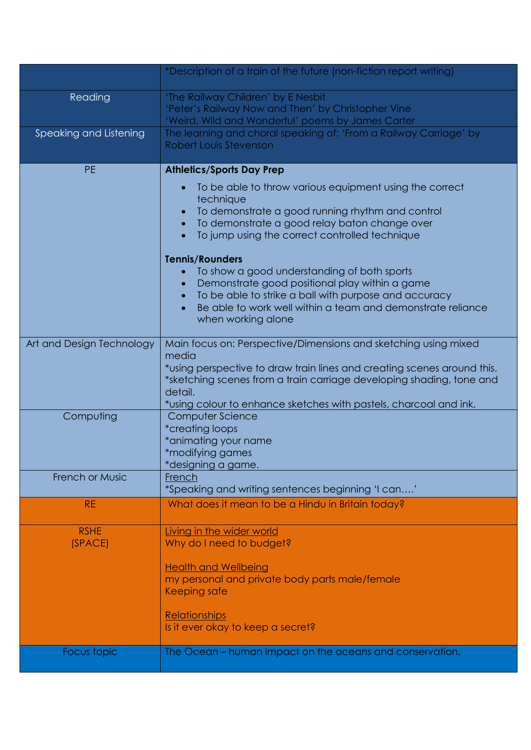| | |
|---|---|
| | *Description of a train of the future (non-fiction report writing) |
| Reading | 'The Railway Children' by E Nesbit<br>'Peter's Railway Now and Then' by Christopher Vine<br>'Weird, Wild and Wonderful' poems by James Carter |
| Speaking and Listening | The learning and choral speaking of: 'From a Railway Carriage' by Robert Louis Stevenson |
| PE | **Athletics/Sports Day Prep**<br>• To be able to throw various equipment using the correct technique<br>• To demonstrate a good running rhythm and control<br>• To demonstrate a good relay baton change over<br>• To jump using the correct controlled technique<br><br>**Tennis/Rounders**<br>• To show a good understanding of both sports<br>• Demonstrate good positional play within a game<br>• To be able to strike a ball with purpose and accuracy<br>• Be able to work well within a team and demonstrate reliance when working alone |
| Art and Design Technology | Main focus on: Perspective/Dimensions and sketching using mixed media<br>*using perspective to draw train lines and creating scenes around this.<br>*sketching scenes from a train carriage developing shading, tone and detail.<br>*using colour to enhance sketches with pastels, charcoal and ink. |
| Computing | Computer Science<br>*creating loops<br>*animating your name<br>*modifying games<br>*designing a game. |
| French or Music | French<br>*Speaking and writing sentences beginning 'I can….' |
| RE | What does it mean to be a Hindu in Britain today? |
| RSHE<br>(SPACE) | Living in the wider world<br>Why do I need to budget?<br><br>Health and Wellbeing<br>my personal and private body parts male/female<br>Keeping safe<br><br>Relationships<br>Is it ever okay to keep a secret? |
| Focus topic | The Ocean – human impact on the oceans and conservation. |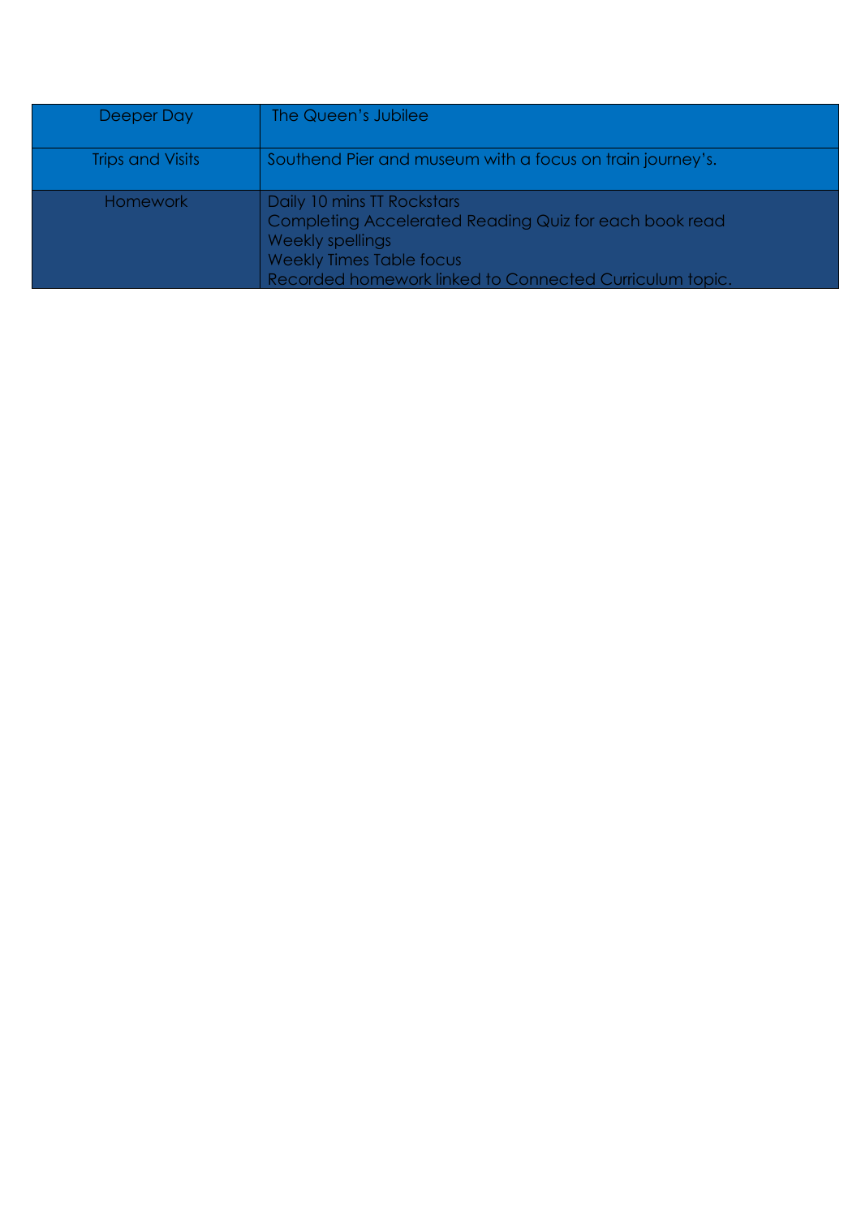| | |
|---|---|
| Deeper Day | The Queen's Jubilee |
| Trips and Visits | Southend Pier and museum with a focus on train journey's. |
| Homework | Daily 10 mins TT Rockstars<br>Completing Accelerated Reading Quiz for each book read<br>Weekly spellings<br>Weekly Times Table focus<br>Recorded homework linked to Connected Curriculum topic. |